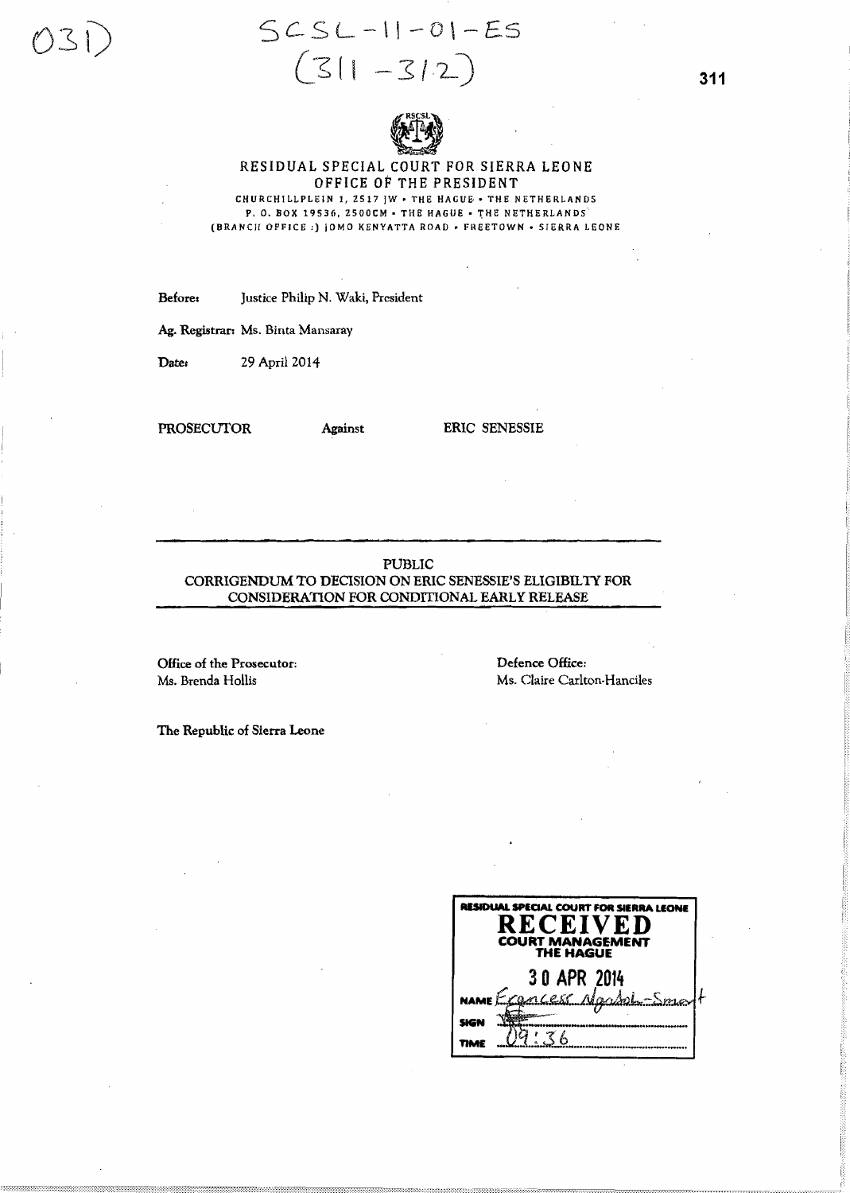031

SCSL-11-01-ES
(311-312)

# RESIDUAL SPECIAL COURT FOR SIERRA LEONE
## OFFICE OF THE PRESIDENT

CHURCHILLPLEIN 1, 2517 JW • THE HAGUE • THE NETHERLANDS
P. O. BOX 19536, 2500CM • THE HAGUE • THE NETHERLANDS
(BRANCH OFFICE :) JOMO KENYATTA ROAD • FREETOWN • SIERRA LEONE

**Before:** Justice Philip N. Waki, President

**Ag. Registrar:** Ms. Binta Mansaray

**Date:** 29 April 2014

**PROSECUTOR** **Against** **ERIC SENESSIE**

---

**PUBLIC**
**CORRIGENDUM TO DECISION ON ERIC SENESSIE'S ELIGIBLTY FOR CONSIDERATION FOR CONDITIONAL EARLY RELEASE**

---

**Office of the Prosecutor:**
Ms. Brenda Hollis

**Defence Office:**
Ms. Claire Carlton-Hanciles

**The Republic of Sierra Leone**

RESIDUAL SPECIAL COURT FOR SIERRA LEONE
RECEIVED
COURT MANAGEMENT
THE HAGUE
30 APR 2014
NAME Francess Ngadoli-Smart
SIGN
TIME 09:36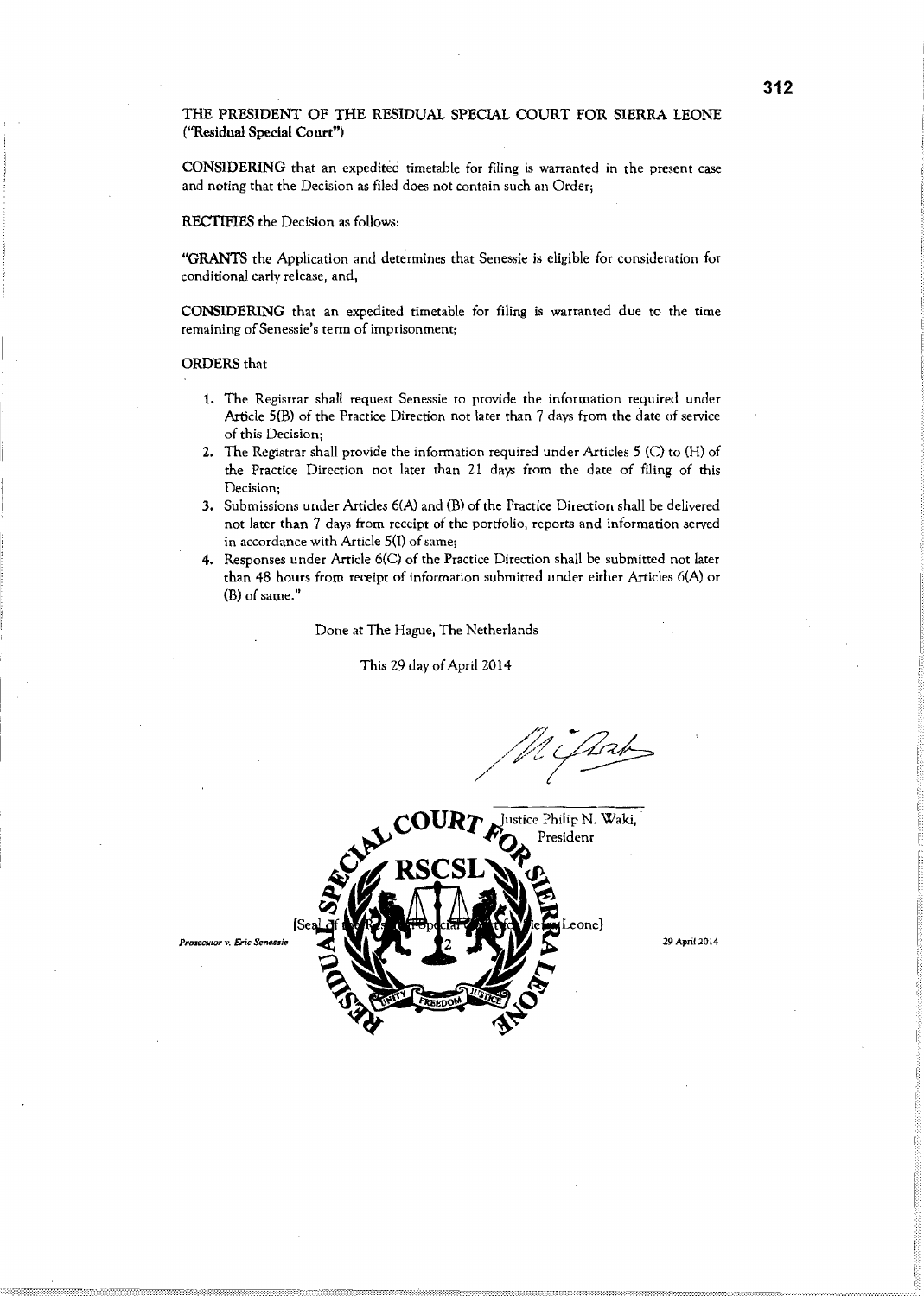THE PRESIDENT OF THE RESIDUAL SPECIAL COURT FOR SIERRA LEONE ("Residual Special Court")

**CONSIDERING** that an expedited timetable for filing is warranted in the present case and noting that the Decision as filed does not contain such an Order;

**RECTIFIES** the Decision as follows:

"**GRANTS** the Application and determines that Senessie is eligible for consideration for conditional early release, and,

**CONSIDERING** that an expedited timetable for filing is warranted due to the time remaining of Senessie's term of imprisonment;

**ORDERS** that

1. The Registrar shall request Senessie to provide the information required under Article 5(B) of the Practice Direction not later than 7 days from the date of service of this Decision;
2. The Registrar shall provide the information required under Articles 5 (C) to (H) of the Practice Direction not later than 21 days from the date of filing of this Decision;
3. Submissions under Articles 6(A) and (B) of the Practice Direction shall be delivered not later than 7 days from receipt of the portfolio, reports and information served in accordance with Article 5(I) of same;
4. Responses under Article 6(C) of the Practice Direction shall be submitted not later than 48 hours from receipt of information submitted under either Articles 6(A) or (B) of same."

Done at The Hague, The Netherlands

This 29 day of April 2014

Justice Philip N. Waki,
President

[Seal of the Residual Special Court for Sierra Leone]

*Prosecutor v. Eric Senessie*

29 April 2014